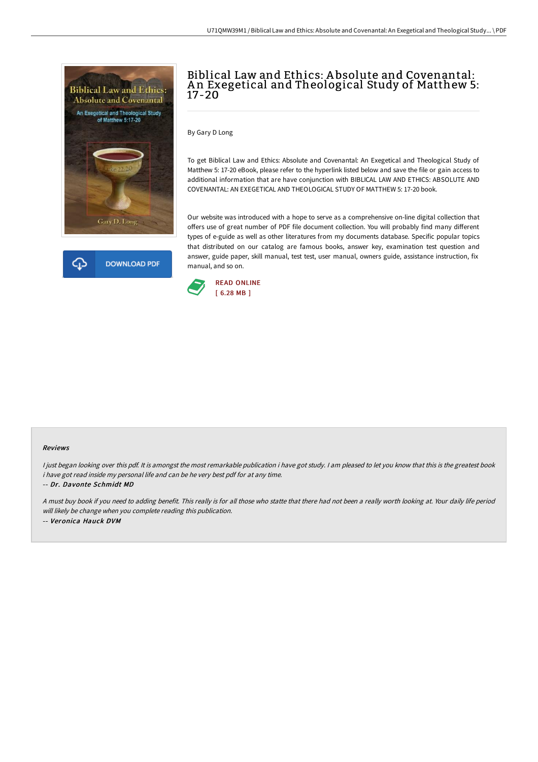# Biblical Law and Ethics: Absolute and Covenantal: An Exegetical and Theological Study of Matthew 5: 17-20

By Gary D Long

To get Biblical Law and Ethics: Absolute and Covenantal: An Exegetical and Theological Study of Matthew 5: 17-20 eBook, please refer to the hyperlink listed below and save the file or gain access to additional information that are have conjunction with BIBLICAL LAW AND ETHICS: ABSOLUTE AND COVENANTAL: AN EXEGETICAL AND THEOLOGICAL STUDY OF MATTHEW 5: 17-20 book.

Our website was introduced with a hope to serve as a comprehensive on-line digital collection that offers use of great number of PDF file document collection. You will probably find many different types of e-guide as well as other literatures from my documents database. Specific popular topics that distributed on our catalog are famous books, answer key, examination test question and answer, guide paper, skill manual, test test, user manual, owners guide, assistance instruction, fix manual, and so on.

DOWNLOAD PDF

READ ONLINE
[ 6.28 MB ]

## Reviews

*I just began looking over this pdf. It is amongst the most remarkable publication i have got study. I am pleased to let you know that this is the greatest book i have got read inside my personal life and can be he very best pdf for at any time.*

-- ***Dr. Davonte Schmidt MD***

*A must buy book if you need to adding benefit. This really is for all those who statte that there had not been a really worth looking at. Your daily life period will likely be change when you complete reading this publication.*

-- ***Veronica Hauck DVM***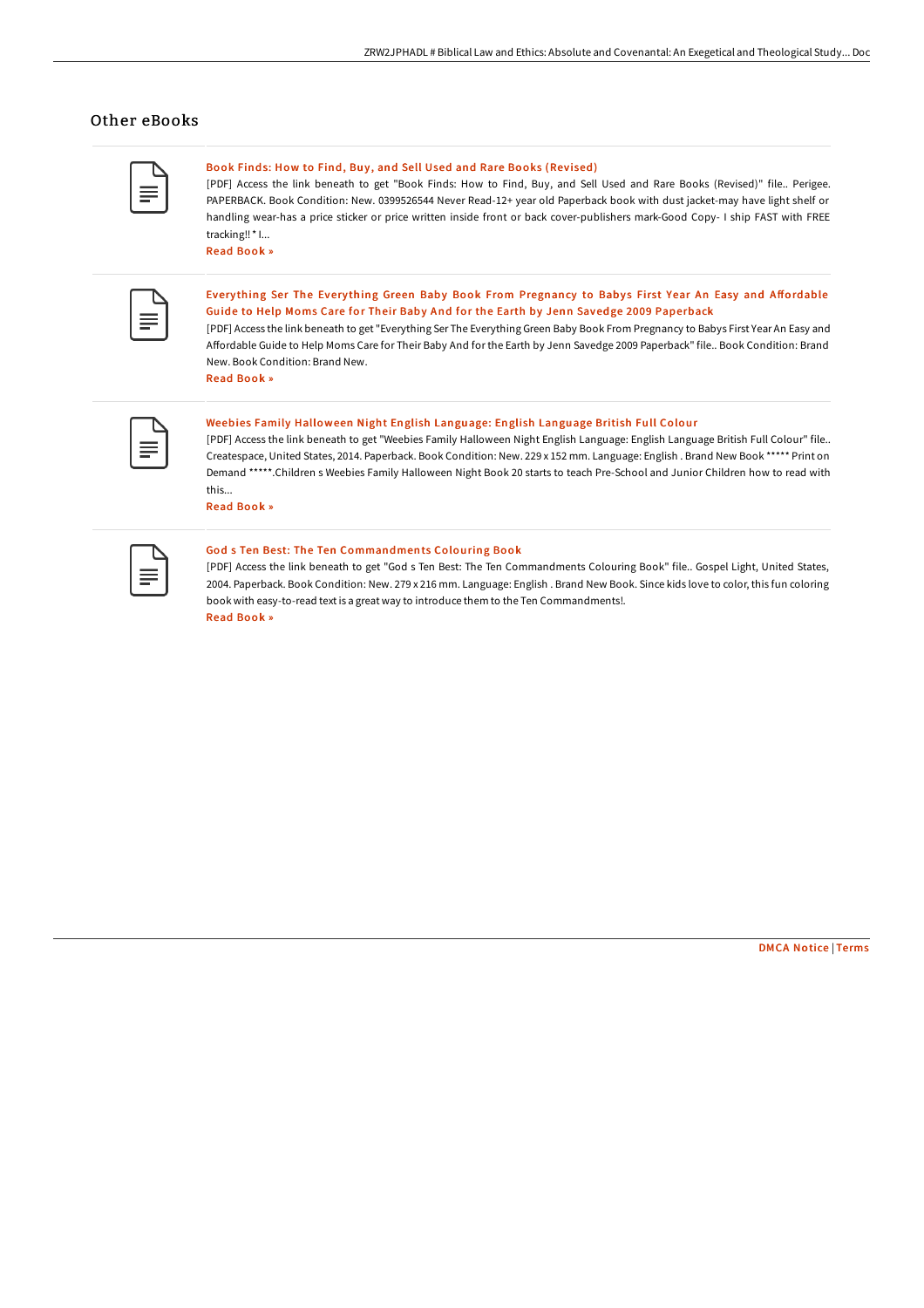## Other eBooks

### Book Finds: How to Find, Buy, and Sell Used and Rare Books (Revised)

[PDF] Access the link beneath to get "Book Finds: How to Find, Buy, and Sell Used and Rare Books (Revised)" file.. Perigee. PAPERBACK. Book Condition: New. 0399526544 Never Read-12+ year old Paperback book with dust jacket-may have light shelf or handling wear-has a price sticker or price written inside front or back cover-publishers mark-Good Copy- I ship FAST with FREE tracking!! * I...

Read Book »

### Everything Ser The Everything Green Baby Book From Pregnancy to Babys First Year An Easy and Affordable Guide to Help Moms Care for Their Baby And for the Earth by Jenn Savedge 2009 Paperback

[PDF] Access the link beneath to get "Everything Ser The Everything Green Baby Book From Pregnancy to Babys First Year An Easy and Affordable Guide to Help Moms Care for Their Baby And for the Earth by Jenn Savedge 2009 Paperback" file.. Book Condition: Brand New. Book Condition: Brand New.

Read Book »

### Weebies Family Halloween Night English Language: English Language British Full Colour

[PDF] Access the link beneath to get "Weebies Family Halloween Night English Language: English Language British Full Colour" file.. Createspace, United States, 2014. Paperback. Book Condition: New. 229 x 152 mm. Language: English . Brand New Book ***** Print on Demand *****.Children s Weebies Family Halloween Night Book 20 starts to teach Pre-School and Junior Children how to read with this...

Read Book »

### God s Ten Best: The Ten Commandments Colouring Book

[PDF] Access the link beneath to get "God s Ten Best: The Ten Commandments Colouring Book" file.. Gospel Light, United States, 2004. Paperback. Book Condition: New. 279 x 216 mm. Language: English . Brand New Book. Since kids love to color, this fun coloring book with easy-to-read text is a great way to introduce them to the Ten Commandments!.

Read Book »

DMCA Notice | Terms